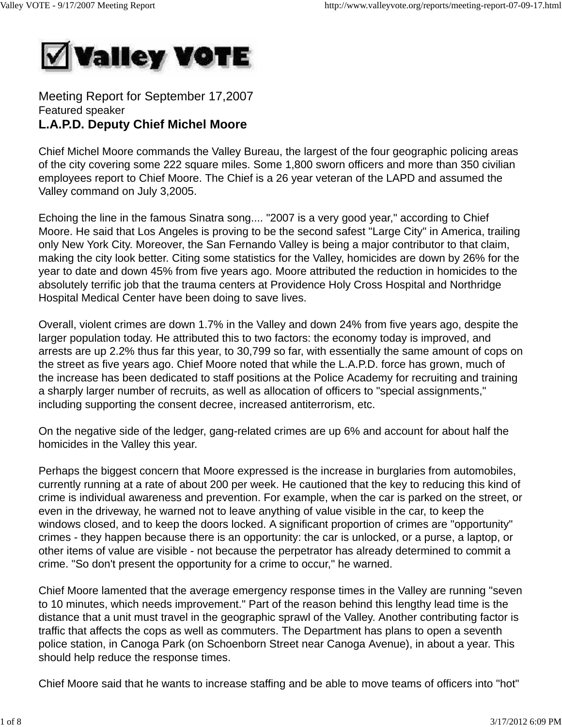# Valley VOTE

Meeting Report for September 17,2007

Featured speaker

## L.A.P.D. Deputy Chief Michel Moore

Chief Michel Moore commands the Valley Bureau, the largest of the four geographic policing areas of the city covering some 222 square miles. Some 1,800 sworn officers and more than 350 civilian employees report to Chief Moore. The Chief is a 26 year veteran of the LAPD and assumed the Valley command on July 3,2005.

Echoing the line in the famous Sinatra song.... "2007 is a very good year," according to Chief Moore. He said that Los Angeles is proving to be the second safest "Large City" in America, trailing only New York City. Moreover, the San Fernando Valley is being a major contributor to that claim, making the city look better. Citing some statistics for the Valley, homicides are down by 26% for the year to date and down 45% from five years ago. Moore attributed the reduction in homicides to the absolutely terrific job that the trauma centers at Providence Holy Cross Hospital and Northridge Hospital Medical Center have been doing to save lives.

Overall, violent crimes are down 1.7% in the Valley and down 24% from five years ago, despite the larger population today. He attributed this to two factors: the economy today is improved, and arrests are up 2.2% thus far this year, to 30,799 so far, with essentially the same amount of cops on the street as five years ago. Chief Moore noted that while the L.A.P.D. force has grown, much of the increase has been dedicated to staff positions at the Police Academy for recruiting and training a sharply larger number of recruits, as well as allocation of officers to "special assignments," including supporting the consent decree, increased antiterrorism, etc.

On the negative side of the ledger, gang-related crimes are up 6% and account for about half the homicides in the Valley this year.

Perhaps the biggest concern that Moore expressed is the increase in burglaries from automobiles, currently running at a rate of about 200 per week. He cautioned that the key to reducing this kind of crime is individual awareness and prevention. For example, when the car is parked on the street, or even in the driveway, he warned not to leave anything of value visible in the car, to keep the windows closed, and to keep the doors locked. A significant proportion of crimes are "opportunity" crimes - they happen because there is an opportunity: the car is unlocked, or a purse, a laptop, or other items of value are visible - not because the perpetrator has already determined to commit a crime. "So don't present the opportunity for a crime to occur," he warned.

Chief Moore lamented that the average emergency response times in the Valley are running "seven to 10 minutes, which needs improvement." Part of the reason behind this lengthy lead time is the distance that a unit must travel in the geographic sprawl of the Valley. Another contributing factor is traffic that affects the cops as well as commuters. The Department has plans to open a seventh police station, in Canoga Park (on Schoenborn Street near Canoga Avenue), in about a year. This should help reduce the response times.

Chief Moore said that he wants to increase staffing and be able to move teams of officers into "hot"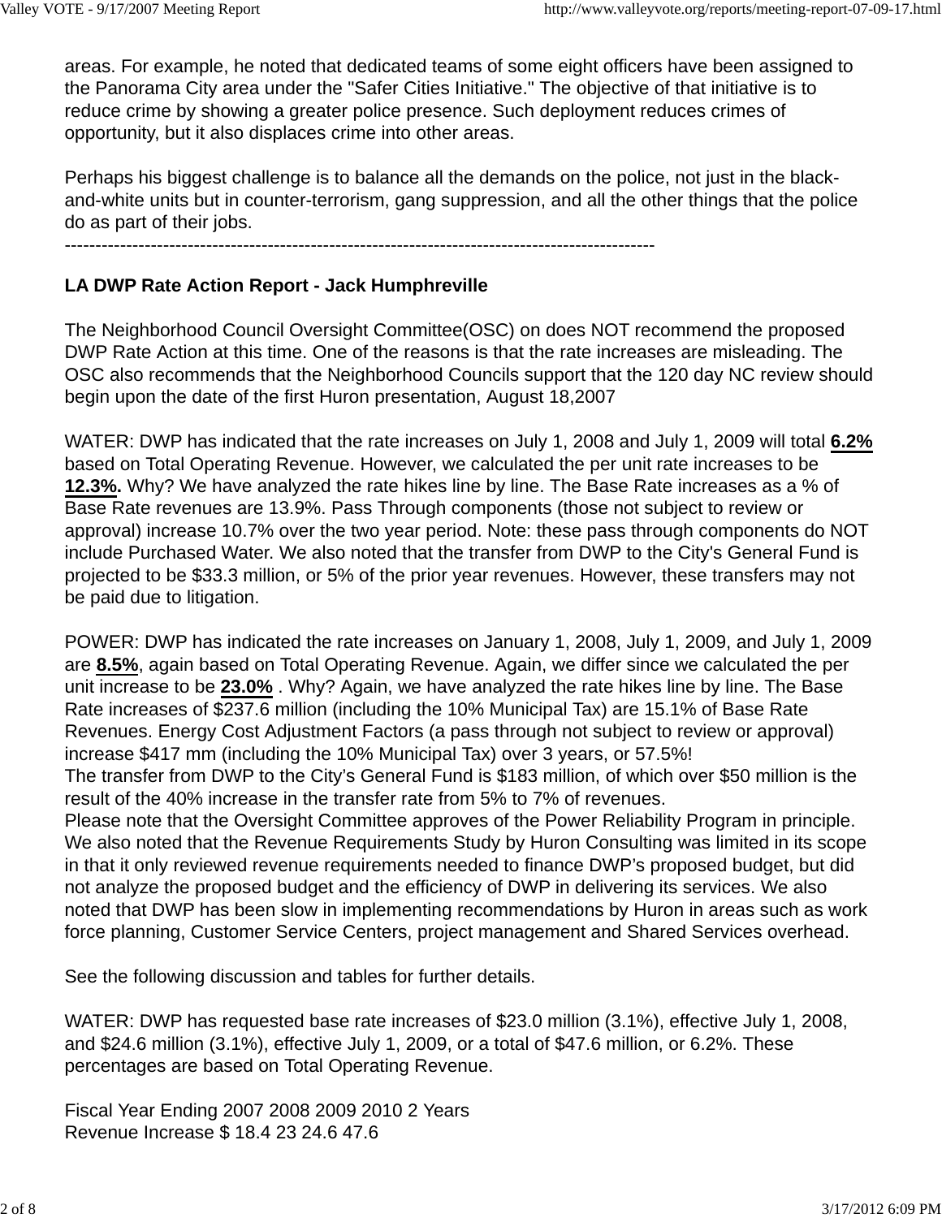areas. For example, he noted that dedicated teams of some eight officers have been assigned to the Panorama City area under the "Safer Cities Initiative." The objective of that initiative is to reduce crime by showing a greater police presence. Such deployment reduces crimes of opportunity, but it also displaces crime into other areas.

Perhaps his biggest challenge is to balance all the demands on the police, not just in the black-and-white units but in counter-terrorism, gang suppression, and all the other things that the police do as part of their jobs.

---

**LA DWP Rate Action Report - Jack Humphreville**

The Neighborhood Council Oversight Committee(OSC) on does NOT recommend the proposed DWP Rate Action at this time. One of the reasons is that the rate increases are misleading. The OSC also recommends that the Neighborhood Councils support that the 120 day NC review should begin upon the date of the first Huron presentation, August 18,2007

WATER: DWP has indicated that the rate increases on July 1, 2008 and July 1, 2009 will total **6.2%** based on Total Operating Revenue. However, we calculated the per unit rate increases to be **12.3%.** Why? We have analyzed the rate hikes line by line. The Base Rate increases as a % of Base Rate revenues are 13.9%. Pass Through components (those not subject to review or approval) increase 10.7% over the two year period. Note: these pass through components do NOT include Purchased Water. We also noted that the transfer from DWP to the City's General Fund is projected to be $33.3 million, or 5% of the prior year revenues. However, these transfers may not be paid due to litigation.

POWER: DWP has indicated the rate increases on January 1, 2008, July 1, 2009, and July 1, 2009 are **8.5%**, again based on Total Operating Revenue. Again, we differ since we calculated the per unit increase to be **23.0%** . Why? Again, we have analyzed the rate hikes line by line. The Base Rate increases of $237.6 million (including the 10% Municipal Tax) are 15.1% of Base Rate Revenues. Energy Cost Adjustment Factors (a pass through not subject to review or approval) increase $417 mm (including the 10% Municipal Tax) over 3 years, or 57.5%!
The transfer from DWP to the City's General Fund is $183 million, of which over $50 million is the result of the 40% increase in the transfer rate from 5% to 7% of revenues.
Please note that the Oversight Committee approves of the Power Reliability Program in principle. We also noted that the Revenue Requirements Study by Huron Consulting was limited in its scope in that it only reviewed revenue requirements needed to finance DWP's proposed budget, but did not analyze the proposed budget and the efficiency of DWP in delivering its services. We also noted that DWP has been slow in implementing recommendations by Huron in areas such as work force planning, Customer Service Centers, project management and Shared Services overhead.

See the following discussion and tables for further details.

WATER: DWP has requested base rate increases of $23.0 million (3.1%), effective July 1, 2008, and $24.6 million (3.1%), effective July 1, 2009, or a total of $47.6 million, or 6.2%. These percentages are based on Total Operating Revenue.

| Fiscal Year Ending | 2007 | 2008 | 2009 | 2010 | 2 Years |
|---|---|---|---|---|---|
| Revenue Increase $ | | 18.4 | 23 | 24.6 | 47.6 |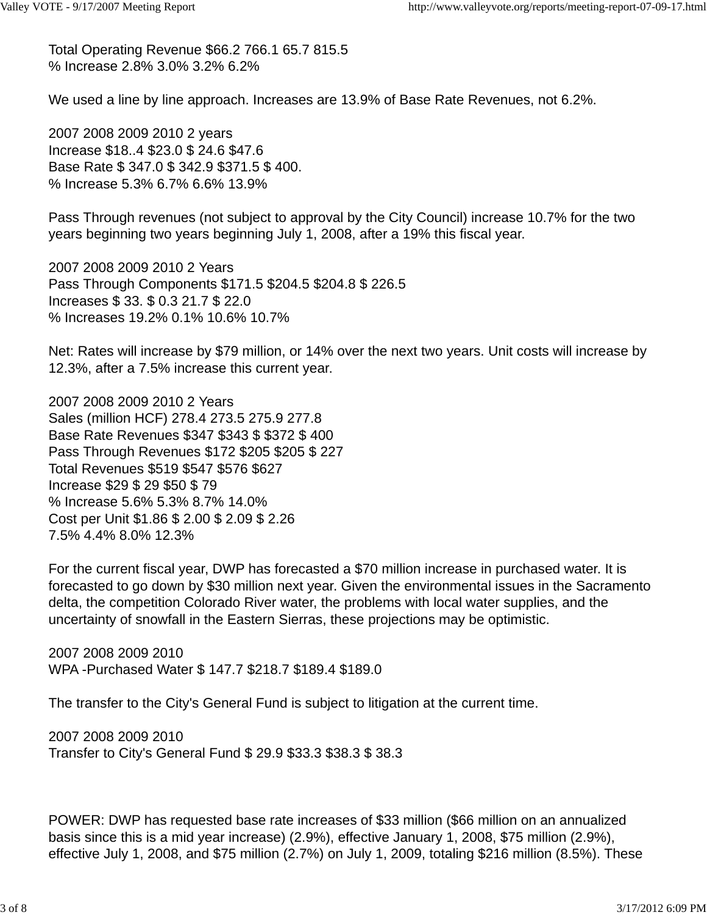Total Operating Revenue $66.2 766.1 65.7 815.5
% Increase 2.8% 3.0% 3.2% 6.2%

We used a line by line approach. Increases are 13.9% of Base Rate Revenues, not 6.2%.

2007 2008 2009 2010 2 years
Increase $18..4 $23.0 $ 24.6 $47.6
Base Rate $ 347.0 $ 342.9 $371.5 $ 400.
% Increase 5.3% 6.7% 6.6% 13.9%

Pass Through revenues (not subject to approval by the City Council) increase 10.7% for the two years beginning two years beginning July 1, 2008, after a 19% this fiscal year.

2007 2008 2009 2010 2 Years
Pass Through Components $171.5 $204.5 $204.8 $ 226.5
Increases $ 33. $ 0.3 21.7 $ 22.0
% Increases 19.2% 0.1% 10.6% 10.7%

Net: Rates will increase by $79 million, or 14% over the next two years. Unit costs will increase by 12.3%, after a 7.5% increase this current year.

2007 2008 2009 2010 2 Years
Sales (million HCF) 278.4 273.5 275.9 277.8
Base Rate Revenues $347 $343 $ $372 $ 400
Pass Through Revenues $172 $205 $205 $ 227
Total Revenues $519 $547 $576 $627
Increase $29 $ 29 $50 $ 79
% Increase 5.6% 5.3% 8.7% 14.0%
Cost per Unit $1.86 $ 2.00 $ 2.09 $ 2.26
7.5% 4.4% 8.0% 12.3%

For the current fiscal year, DWP has forecasted a $70 million increase in purchased water. It is forecasted to go down by $30 million next year. Given the environmental issues in the Sacramento delta, the competition Colorado River water, the problems with local water supplies, and the uncertainty of snowfall in the Eastern Sierras, these projections may be optimistic.

2007 2008 2009 2010
WPA -Purchased Water $ 147.7 $218.7 $189.4 $189.0

The transfer to the City's General Fund is subject to litigation at the current time.

2007 2008 2009 2010
Transfer to City's General Fund $ 29.9 $33.3 $38.3 $ 38.3

POWER: DWP has requested base rate increases of $33 million ($66 million on an annualized basis since this is a mid year increase) (2.9%), effective January 1, 2008, $75 million (2.9%), effective July 1, 2008, and $75 million (2.7%) on July 1, 2009, totaling $216 million (8.5%). These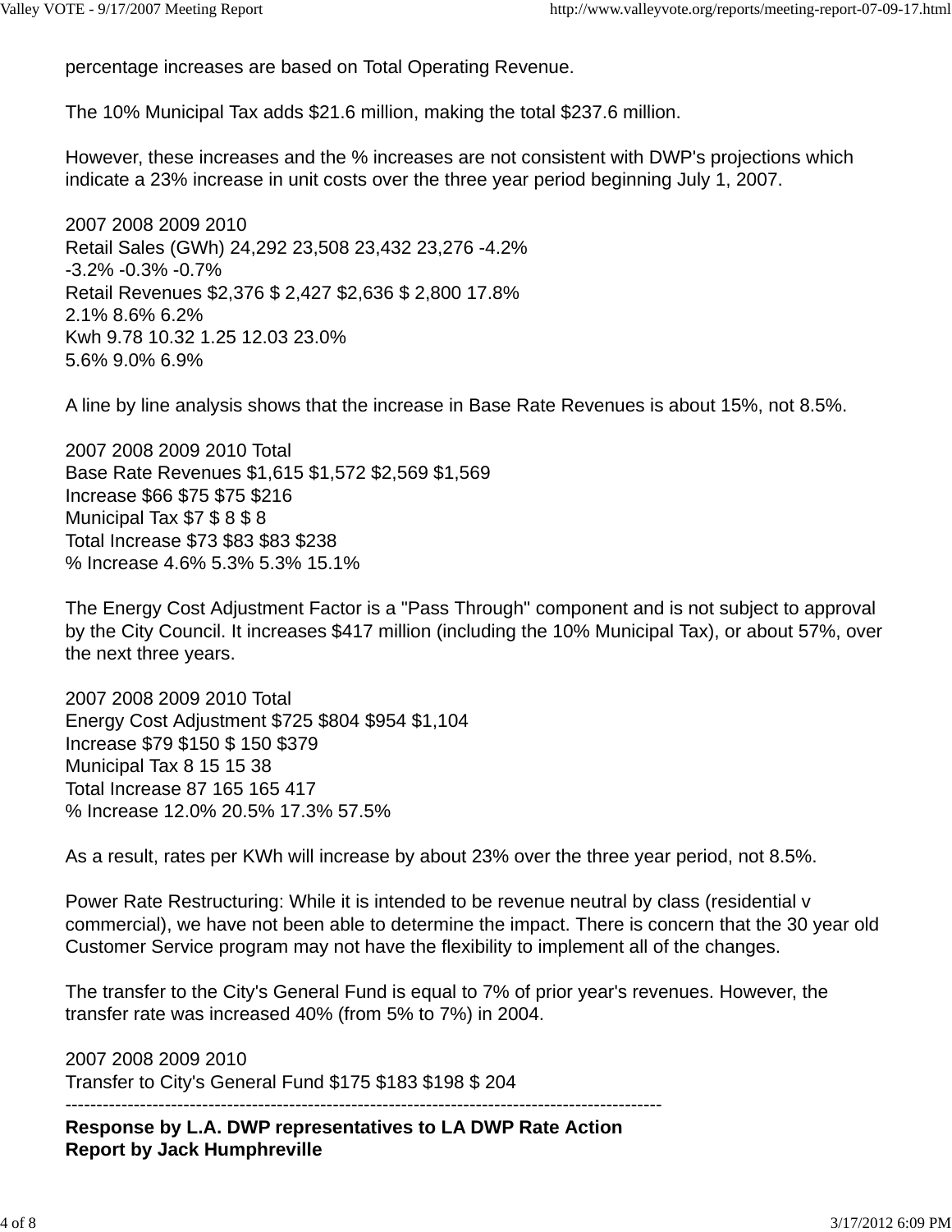percentage increases are based on Total Operating Revenue.

The 10% Municipal Tax adds $21.6 million, making the total $237.6 million.

However, these increases and the % increases are not consistent with DWP's projections which indicate a 23% increase in unit costs over the three year period beginning July 1, 2007.

| | 2007 | 2008 | 2009 | 2010 | |
|---|---|---|---|---|---|
| Retail Sales (GWh) | 24,292 | 23,508 | 23,432 | 23,276 | -4.2% |
| | | -3.2% | -0.3% | -0.7% | |
| Retail Revenues | $2,376 | $ 2,427 | $2,636 | $ 2,800 | 17.8% |
| | | 2.1% | 8.6% | 6.2% | |
| Kwh | 9.78 | 10.32 | 1.25 | 12.03 | 23.0% |
| | | 5.6% | 9.0% | 6.9% | |

A line by line analysis shows that the increase in Base Rate Revenues is about 15%, not 8.5%.

| | 2007 | 2008 | 2009 | 2010 | Total |
|---|---|---|---|---|---|
| Base Rate Revenues | $1,615 | $1,572 | $2,569 | $1,569 | |
| Increase | | $66 | $75 | $75 | $216 |
| Municipal Tax | | $7 | $ 8 | $ 8 | |
| Total Increase | | $73 | $83 | $83 | $238 |
| % Increase | | 4.6% | 5.3% | 5.3% | 15.1% |

The Energy Cost Adjustment Factor is a "Pass Through" component and is not subject to approval by the City Council. It increases $417 million (including the 10% Municipal Tax), or about 57%, over the next three years.

| | 2007 | 2008 | 2009 | 2010 | Total |
|---|---|---|---|---|---|
| Energy Cost Adjustment | $725 | $804 | $954 | $1,104 | |
| Increase | | $79 | $150 | $ 150 | $379 |
| Municipal Tax | | 8 | 15 | 15 | 38 |
| Total Increase | | 87 | 165 | 165 | 417 |
| % Increase | | 12.0% | 20.5% | 17.3% | 57.5% |

As a result, rates per KWh will increase by about 23% over the three year period, not 8.5%.

Power Rate Restructuring: While it is intended to be revenue neutral by class (residential v commercial), we have not been able to determine the impact. There is concern that the 30 year old Customer Service program may not have the flexibility to implement all of the changes.

The transfer to the City's General Fund is equal to 7% of prior year's revenues. However, the transfer rate was increased 40% (from 5% to 7%) in 2004.

| | 2007 | 2008 | 2009 | 2010 |
|---|---|---|---|---|
| Transfer to City's General Fund | $175 | $183 | $198 | $ 204 |

---

**Response by L.A. DWP representatives to LA DWP Rate Action Report by Jack Humphreville**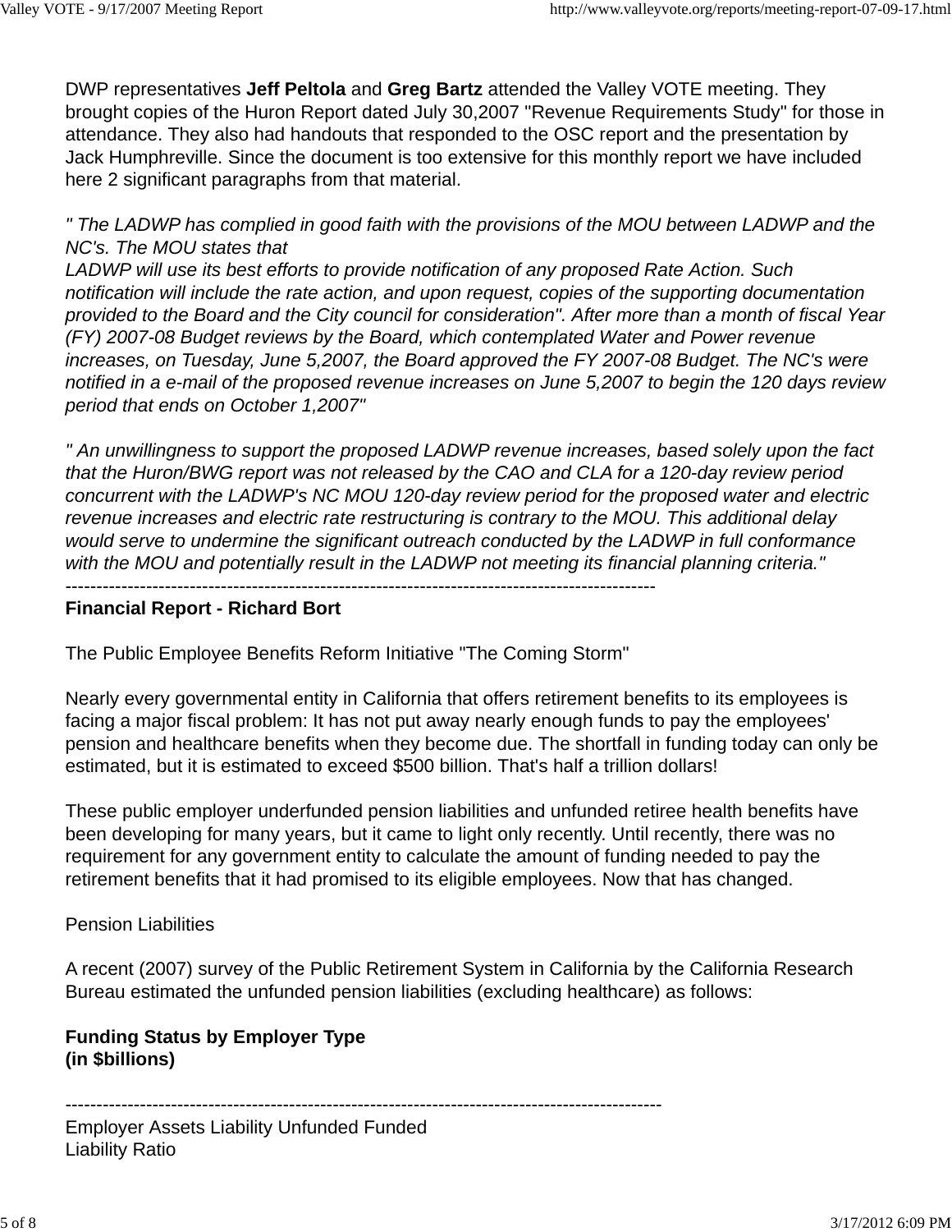DWP representatives **Jeff Peltola** and **Greg Bartz** attended the Valley VOTE meeting. They brought copies of the Huron Report dated July 30,2007 "Revenue Requirements Study" for those in attendance. They also had handouts that responded to the OSC report and the presentation by Jack Humphreville. Since the document is too extensive for this monthly report we have included here 2 significant paragraphs from that material.

*" The LADWP has complied in good faith with the provisions of the MOU between LADWP and the NC's. The MOU states that*
*LADWP will use its best efforts to provide notification of any proposed Rate Action. Such notification will include the rate action, and upon request, copies of the supporting documentation provided to the Board and the City council for consideration". After more than a month of fiscal Year (FY) 2007-08 Budget reviews by the Board, which contemplated Water and Power revenue increases, on Tuesday, June 5,2007, the Board approved the FY 2007-08 Budget. The NC's were notified in a e-mail of the proposed revenue increases on June 5,2007 to begin the 120 days review period that ends on October 1,2007"*

*" An unwillingness to support the proposed LADWP revenue increases, based solely upon the fact that the Huron/BWG report was not released by the CAO and CLA for a 120-day review period concurrent with the LADWP's NC MOU 120-day review period for the proposed water and electric revenue increases and electric rate restructuring is contrary to the MOU. This additional delay would serve to undermine the significant outreach conducted by the LADWP in full conformance with the MOU and potentially result in the LADWP not meeting its financial planning criteria."*

-----------------------------------------------------------------------------------------------

**Financial Report - Richard Bort**

The Public Employee Benefits Reform Initiative "The Coming Storm"

Nearly every governmental entity in California that offers retirement benefits to its employees is facing a major fiscal problem: It has not put away nearly enough funds to pay the employees' pension and healthcare benefits when they become due. The shortfall in funding today can only be estimated, but it is estimated to exceed $500 billion. That's half a trillion dollars!

These public employer underfunded pension liabilities and unfunded retiree health benefits have been developing for many years, but it came to light only recently. Until recently, there was no requirement for any government entity to calculate the amount of funding needed to pay the retirement benefits that it had promised to its eligible employees. Now that has changed.

Pension Liabilities

A recent (2007) survey of the Public Retirement System in California by the California Research Bureau estimated the unfunded pension liabilities (excluding healthcare) as follows:

**Funding Status by Employer Type**
**(in $billions)**

-----------------------------------------------------------------------------------------------

Employer Assets Liability Unfunded Funded
Liability Ratio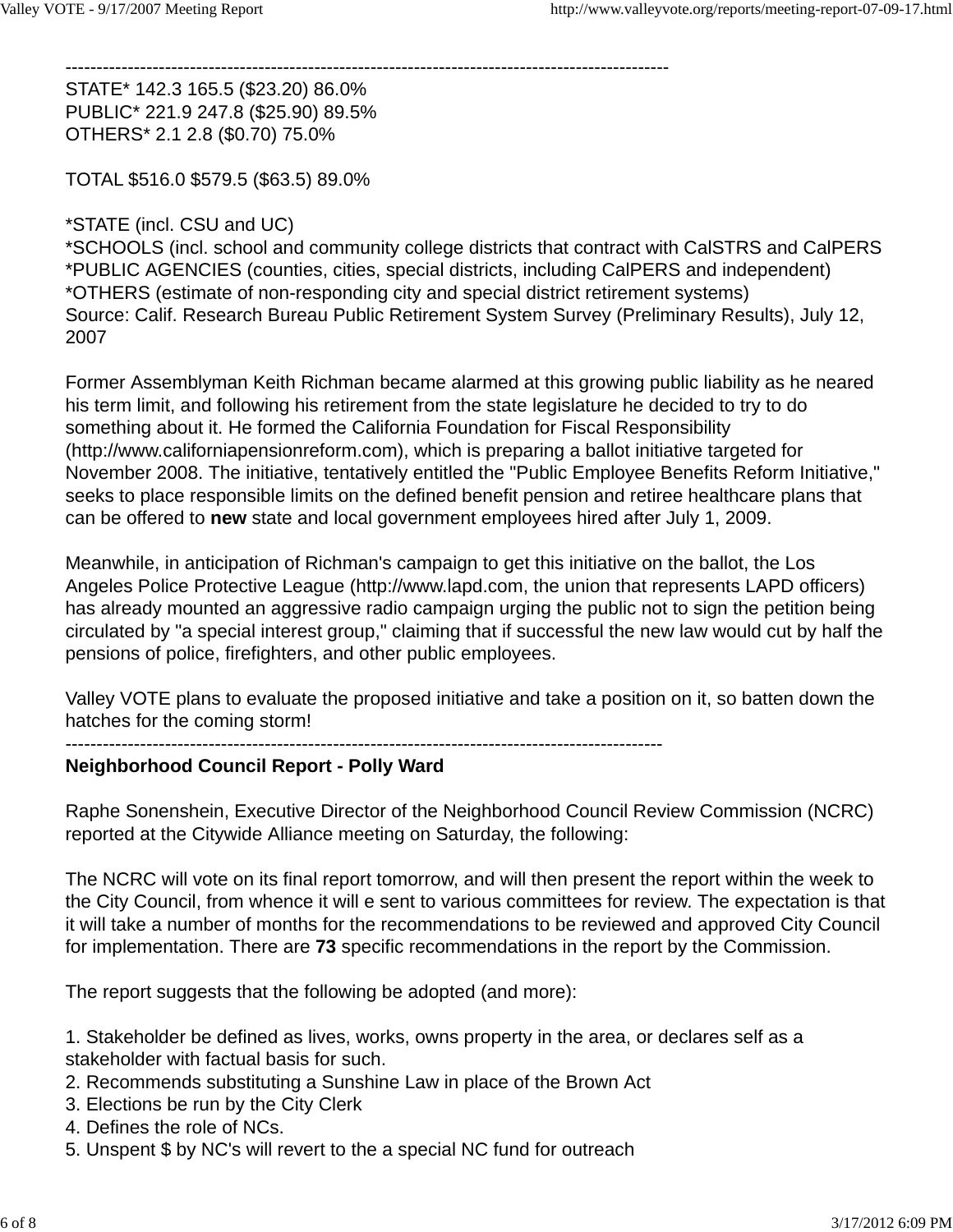----------------------------------------------------------------------------------------------------

STATE* 142.3 165.5 ($23.20) 86.0%
PUBLIC* 221.9 247.8 ($25.90) 89.5%
OTHERS* 2.1 2.8 ($0.70) 75.0%

TOTAL $516.0 $579.5 ($63.5) 89.0%

*STATE (incl. CSU and UC)
*SCHOOLS (incl. school and community college districts that contract with CalSTRS and CalPERS
*PUBLIC AGENCIES (counties, cities, special districts, including CalPERS and independent)
*OTHERS (estimate of non-responding city and special district retirement systems)
Source: Calif. Research Bureau Public Retirement System Survey (Preliminary Results), July 12, 2007

Former Assemblyman Keith Richman became alarmed at this growing public liability as he neared his term limit, and following his retirement from the state legislature he decided to try to do something about it. He formed the California Foundation for Fiscal Responsibility (http://www.californiapensionreform.com), which is preparing a ballot initiative targeted for November 2008. The initiative, tentatively entitled the "Public Employee Benefits Reform Initiative," seeks to place responsible limits on the defined benefit pension and retiree healthcare plans that can be offered to **new** state and local government employees hired after July 1, 2009.

Meanwhile, in anticipation of Richman's campaign to get this initiative on the ballot, the Los Angeles Police Protective League (http://www.lapd.com, the union that represents LAPD officers) has already mounted an aggressive radio campaign urging the public not to sign the petition being circulated by "a special interest group," claiming that if successful the new law would cut by half the pensions of police, firefighters, and other public employees.

Valley VOTE plans to evaluate the proposed initiative and take a position on it, so batten down the hatches for the coming storm!

----------------------------------------------------------------------------------------------------

**Neighborhood Council Report - Polly Ward**

Raphe Sonenshein, Executive Director of the Neighborhood Council Review Commission (NCRC) reported at the Citywide Alliance meeting on Saturday, the following:

The NCRC will vote on its final report tomorrow, and will then present the report within the week to the City Council, from whence it will e sent to various committees for review. The expectation is that it will take a number of months for the recommendations to be reviewed and approved City Council for implementation. There are **73** specific recommendations in the report by the Commission.

The report suggests that the following be adopted (and more):

1. Stakeholder be defined as lives, works, owns property in the area, or declares self as a stakeholder with factual basis for such.
2. Recommends substituting a Sunshine Law in place of the Brown Act
3. Elections be run by the City Clerk
4. Defines the role of NCs.
5. Unspent $ by NC's will revert to the a special NC fund for outreach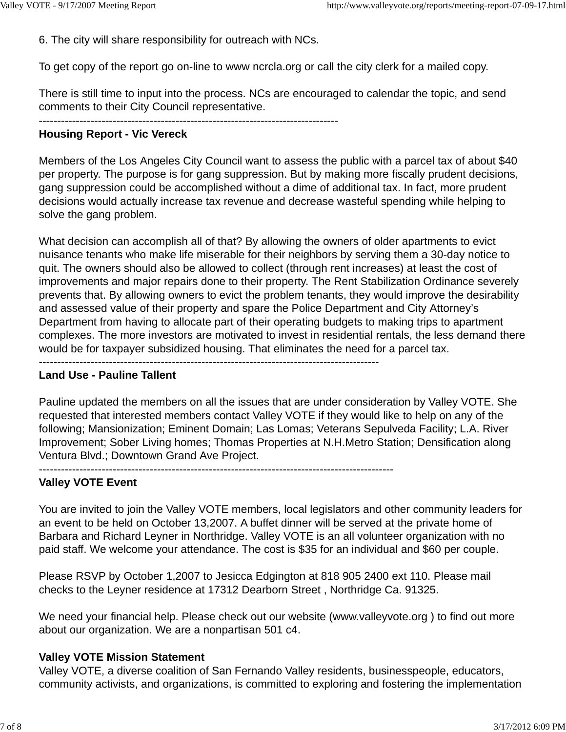6. The city will share responsibility for outreach with NCs.

To get copy of the report go on-line to www ncrcla.org or call the city clerk for a mailed copy.

There is still time to input into the process. NCs are encouraged to calendar the topic, and send comments to their City Council representative.

--------------------------------------------------------------------------------

**Housing Report - Vic Vereck**

Members of the Los Angeles City Council want to assess the public with a parcel tax of about $40 per property. The purpose is for gang suppression. But by making more fiscally prudent decisions, gang suppression could be accomplished without a dime of additional tax. In fact, more prudent decisions would actually increase tax revenue and decrease wasteful spending while helping to solve the gang problem.

What decision can accomplish all of that? By allowing the owners of older apartments to evict nuisance tenants who make life miserable for their neighbors by serving them a 30-day notice to quit. The owners should also be allowed to collect (through rent increases) at least the cost of improvements and major repairs done to their property. The Rent Stabilization Ordinance severely prevents that. By allowing owners to evict the problem tenants, they would improve the desirability and assessed value of their property and spare the Police Department and City Attorney's Department from having to allocate part of their operating budgets to making trips to apartment complexes. The more investors are motivated to invest in residential rentals, the less demand there would be for taxpayer subsidized housing. That eliminates the need for a parcel tax.

-------------------------------------------------------------------------------------------

**Land Use - Pauline Tallent**

Pauline updated the members on all the issues that are under consideration by Valley VOTE. She requested that interested members contact Valley VOTE if they would like to help on any of the following; Mansionization; Eminent Domain; Las Lomas; Veterans Sepulveda Facility; L.A. River Improvement; Sober Living homes; Thomas Properties at N.H.Metro Station; Densification along Ventura Blvd.; Downtown Grand Ave Project.

-----------------------------------------------------------------------------------------------

**Valley VOTE Event**

You are invited to join the Valley VOTE members, local legislators and other community leaders for an event to be held on October 13,2007. A buffet dinner will be served at the private home of Barbara and Richard Leyner in Northridge. Valley VOTE is an all volunteer organization with no paid staff. We welcome your attendance. The cost is $35 for an individual and $60 per couple.

Please RSVP by October 1,2007 to Jesicca Edgington at 818 905 2400 ext 110. Please mail checks to the Leyner residence at 17312 Dearborn Street , Northridge Ca. 91325.

We need your financial help. Please check out our website (www.valleyvote.org ) to find out more about our organization. We are a nonpartisan 501 c4.

**Valley VOTE Mission Statement**

Valley VOTE, a diverse coalition of San Fernando Valley residents, businesspeople, educators, community activists, and organizations, is committed to exploring and fostering the implementation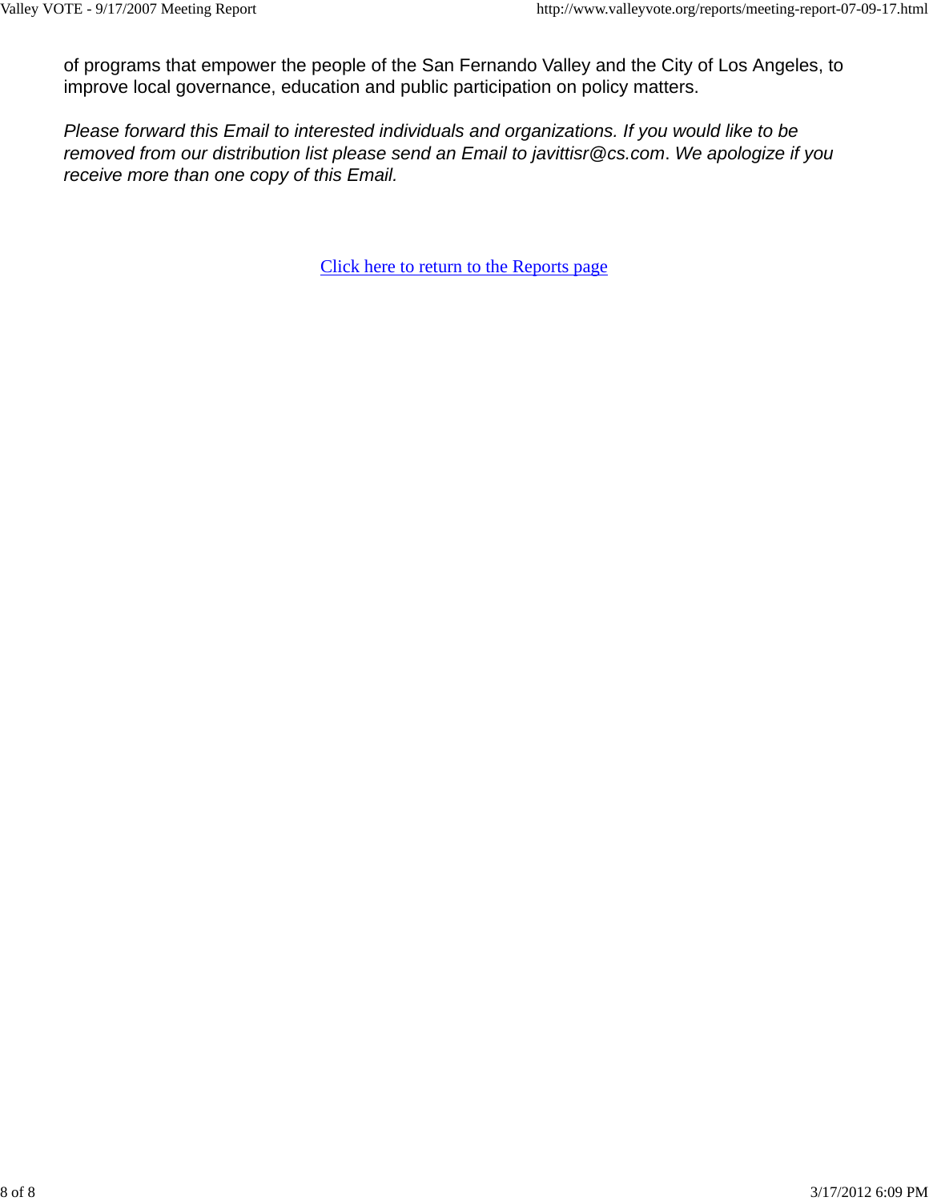of programs that empower the people of the San Fernando Valley and the City of Los Angeles, to improve local governance, education and public participation on policy matters.

*Please forward this Email to interested individuals and organizations. If you would like to be removed from our distribution list please send an Email to javittisr@cs.com. We apologize if you receive more than one copy of this Email.*

Click here to return to the Reports page